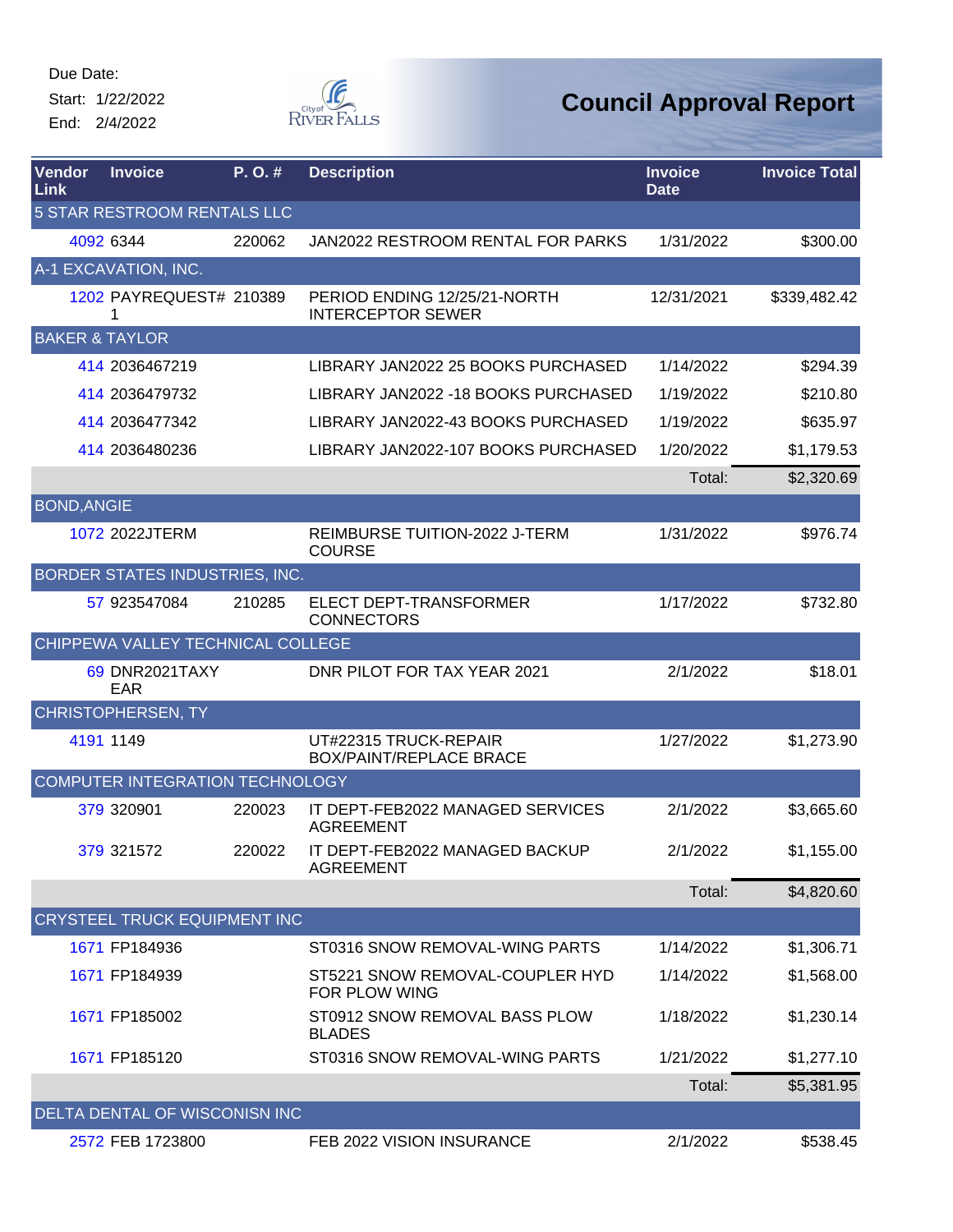Due Date:
Start: 1/22/2022
End: 2/4/2022

City of River Falls

# Council Approval Report

| Vendor Link | Invoice | P. O. # | Description | Invoice Date | Invoice Total |
|---|---|---|---|---|---|
| 5 STAR RESTROOM RENTALS LLC | | | | | |
| 4092 | 6344 | 220062 | JAN2022 RESTROOM RENTAL FOR PARKS | 1/31/2022 | $300.00 |
| A-1 EXCAVATION, INC. | | | | | |
| 1202 | PAYREQUEST# 1 | 210389 | PERIOD ENDING 12/25/21-NORTH INTERCEPTOR SEWER | 12/31/2021 | $339,482.42 |
| BAKER & TAYLOR | | | | | |
| 414 | 2036467219 | | LIBRARY JAN2022 25 BOOKS PURCHASED | 1/14/2022 | $294.39 |
| 414 | 2036479732 | | LIBRARY JAN2022 -18 BOOKS PURCHASED | 1/19/2022 | $210.80 |
| 414 | 2036477342 | | LIBRARY JAN2022-43 BOOKS PURCHASED | 1/19/2022 | $635.97 |
| 414 | 2036480236 | | LIBRARY JAN2022-107 BOOKS PURCHASED | 1/20/2022 | $1,179.53 |
| | | | | Total: | $2,320.69 |
| BOND,ANGIE | | | | | |
| 1072 | 2022JTERM | | REIMBURSE TUITION-2022 J-TERM COURSE | 1/31/2022 | $976.74 |
| BORDER STATES INDUSTRIES, INC. | | | | | |
| 57 | 923547084 | 210285 | ELECT DEPT-TRANSFORMER CONNECTORS | 1/17/2022 | $732.80 |
| CHIPPEWA VALLEY TECHNICAL COLLEGE | | | | | |
| 69 | DNR2021TAXYEAR | | DNR PILOT FOR TAX YEAR 2021 | 2/1/2022 | $18.01 |
| CHRISTOPHERSEN, TY | | | | | |
| 4191 | 1149 | | UT#22315 TRUCK-REPAIR BOX/PAINT/REPLACE BRACE | 1/27/2022 | $1,273.90 |
| COMPUTER INTEGRATION TECHNOLOGY | | | | | |
| 379 | 320901 | 220023 | IT DEPT-FEB2022 MANAGED SERVICES AGREEMENT | 2/1/2022 | $3,665.60 |
| 379 | 321572 | 220022 | IT DEPT-FEB2022 MANAGED BACKUP AGREEMENT | 2/1/2022 | $1,155.00 |
| | | | | Total: | $4,820.60 |
| CRYSTEEL TRUCK EQUIPMENT INC | | | | | |
| 1671 | FP184936 | | ST0316 SNOW REMOVAL-WING PARTS | 1/14/2022 | $1,306.71 |
| 1671 | FP184939 | | ST5221 SNOW REMOVAL-COUPLER HYD FOR PLOW WING | 1/14/2022 | $1,568.00 |
| 1671 | FP185002 | | ST0912 SNOW REMOVAL BASS PLOW BLADES | 1/18/2022 | $1,230.14 |
| 1671 | FP185120 | | ST0316 SNOW REMOVAL-WING PARTS | 1/21/2022 | $1,277.10 |
| | | | | Total: | $5,381.95 |
| DELTA DENTAL OF WISCONISN INC | | | | | |
| 2572 | FEB 1723800 | | FEB 2022 VISION INSURANCE | 2/1/2022 | $538.45 |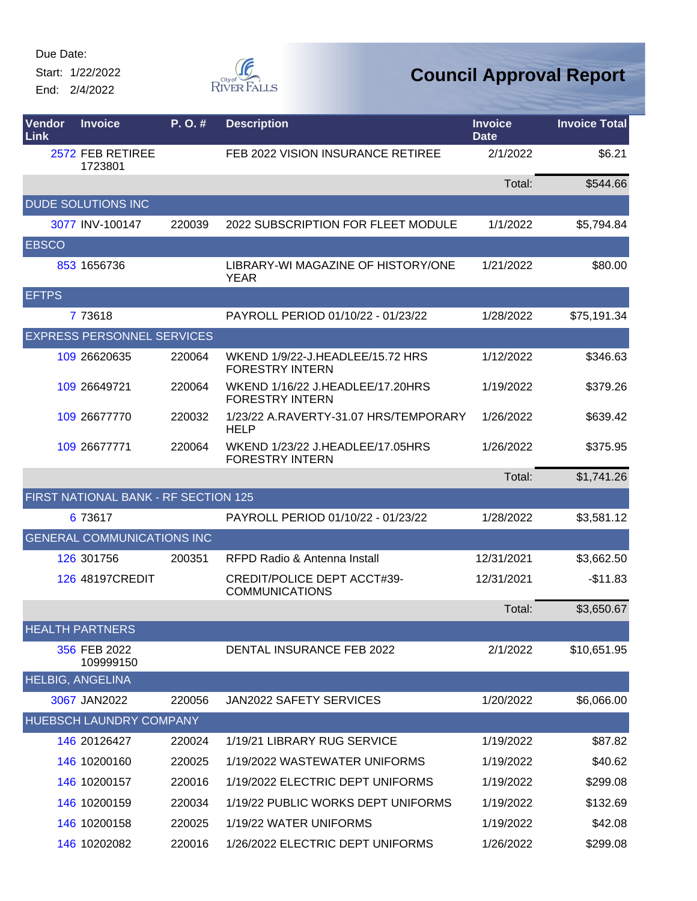Due Date:
Start: 1/22/2022
End: 2/4/2022

# Council Approval Report

| Vendor Link | Invoice | P. O. # | Description | Invoice Date | Invoice Total |
|---|---|---|---|---|---|
| 2572 | FEB RETIREE 1723801 | | FEB 2022 VISION INSURANCE RETIREE | 2/1/2022 | $6.21 |
| | | | | Total: | $544.66 |
| DUDE SOLUTIONS INC | | | | | |
| 3077 | INV-100147 | 220039 | 2022 SUBSCRIPTION FOR FLEET MODULE | 1/1/2022 | $5,794.84 |
| EBSCO | | | | | |
| 853 | 1656736 | | LIBRARY-WI MAGAZINE OF HISTORY/ONE YEAR | 1/21/2022 | $80.00 |
| EFTPS | | | | | |
| 7 | 73618 | | PAYROLL PERIOD 01/10/22 - 01/23/22 | 1/28/2022 | $75,191.34 |
| EXPRESS PERSONNEL SERVICES | | | | | |
| 109 | 26620635 | 220064 | WKEND 1/9/22-J.HEADLEE/15.72 HRS FORESTRY INTERN | 1/12/2022 | $346.63 |
| 109 | 26649721 | 220064 | WKEND 1/16/22 J.HEADLEE/17.20HRS FORESTRY INTERN | 1/19/2022 | $379.26 |
| 109 | 26677770 | 220032 | 1/23/22 A.RAVERTY-31.07 HRS/TEMPORARY HELP | 1/26/2022 | $639.42 |
| 109 | 26677771 | 220064 | WKEND 1/23/22 J.HEADLEE/17.05HRS FORESTRY INTERN | 1/26/2022 | $375.95 |
| | | | | Total: | $1,741.26 |
| FIRST NATIONAL BANK - RF SECTION 125 | | | | | |
| 6 | 73617 | | PAYROLL PERIOD 01/10/22 - 01/23/22 | 1/28/2022 | $3,581.12 |
| GENERAL COMMUNICATIONS INC | | | | | |
| 126 | 301756 | 200351 | RFPD Radio & Antenna Install | 12/31/2021 | $3,662.50 |
| 126 | 48197CREDIT | | CREDIT/POLICE DEPT ACCT#39-COMMUNICATIONS | 12/31/2021 | -$11.83 |
| | | | | Total: | $3,650.67 |
| HEALTH PARTNERS | | | | | |
| 356 | FEB 2022 109999150 | | DENTAL INSURANCE FEB 2022 | 2/1/2022 | $10,651.95 |
| HELBIG, ANGELINA | | | | | |
| 3067 | JAN2022 | 220056 | JAN2022 SAFETY SERVICES | 1/20/2022 | $6,066.00 |
| HUEBSCH LAUNDRY COMPANY | | | | | |
| 146 | 20126427 | 220024 | 1/19/21 LIBRARY RUG SERVICE | 1/19/2022 | $87.82 |
| 146 | 10200160 | 220025 | 1/19/2022 WASTEWATER UNIFORMS | 1/19/2022 | $40.62 |
| 146 | 10200157 | 220016 | 1/19/2022 ELECTRIC DEPT UNIFORMS | 1/19/2022 | $299.08 |
| 146 | 10200159 | 220034 | 1/19/22 PUBLIC WORKS DEPT UNIFORMS | 1/19/2022 | $132.69 |
| 146 | 10200158 | 220025 | 1/19/22 WATER UNIFORMS | 1/19/2022 | $42.08 |
| 146 | 10202082 | 220016 | 1/26/2022 ELECTRIC DEPT UNIFORMS | 1/26/2022 | $299.08 |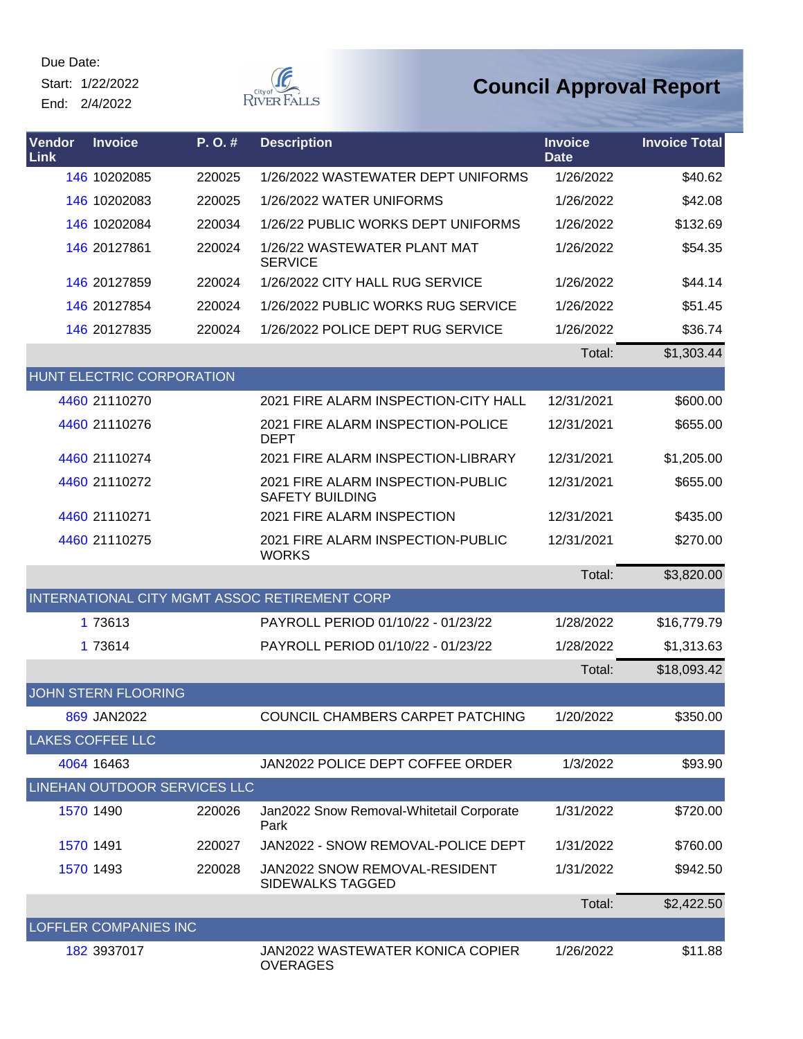Due Date:
Start: 1/22/2022
End: 2/4/2022

# Council Approval Report

| Vendor Link | Invoice | P. O. # | Description | Invoice Date | Invoice Total |
|---|---|---|---|---|---|
| 146 | 10202085 | 220025 | 1/26/2022 WASTEWATER DEPT UNIFORMS | 1/26/2022 | $40.62 |
| 146 | 10202083 | 220025 | 1/26/2022 WATER UNIFORMS | 1/26/2022 | $42.08 |
| 146 | 10202084 | 220034 | 1/26/22 PUBLIC WORKS DEPT UNIFORMS | 1/26/2022 | $132.69 |
| 146 | 20127861 | 220024 | 1/26/22 WASTEWATER PLANT MAT SERVICE | 1/26/2022 | $54.35 |
| 146 | 20127859 | 220024 | 1/26/2022 CITY HALL RUG SERVICE | 1/26/2022 | $44.14 |
| 146 | 20127854 | 220024 | 1/26/2022 PUBLIC WORKS RUG SERVICE | 1/26/2022 | $51.45 |
| 146 | 20127835 | 220024 | 1/26/2022 POLICE DEPT RUG SERVICE | 1/26/2022 | $36.74 |
| | | | | Total: | $1,303.44 |
| HUNT ELECTRIC CORPORATION | | | | | |
| 4460 | 21110270 | | 2021 FIRE ALARM INSPECTION-CITY HALL | 12/31/2021 | $600.00 |
| 4460 | 21110276 | | 2021 FIRE ALARM INSPECTION-POLICE DEPT | 12/31/2021 | $655.00 |
| 4460 | 21110274 | | 2021 FIRE ALARM INSPECTION-LIBRARY | 12/31/2021 | $1,205.00 |
| 4460 | 21110272 | | 2021 FIRE ALARM INSPECTION-PUBLIC SAFETY BUILDING | 12/31/2021 | $655.00 |
| 4460 | 21110271 | | 2021 FIRE ALARM INSPECTION | 12/31/2021 | $435.00 |
| 4460 | 21110275 | | 2021 FIRE ALARM INSPECTION-PUBLIC WORKS | 12/31/2021 | $270.00 |
| | | | | Total: | $3,820.00 |
| INTERNATIONAL CITY MGMT ASSOC RETIREMENT CORP | | | | | |
| 1 | 73613 | | PAYROLL PERIOD 01/10/22 - 01/23/22 | 1/28/2022 | $16,779.79 |
| 1 | 73614 | | PAYROLL PERIOD 01/10/22 - 01/23/22 | 1/28/2022 | $1,313.63 |
| | | | | Total: | $18,093.42 |
| JOHN STERN FLOORING | | | | | |
| 869 | JAN2022 | | COUNCIL CHAMBERS CARPET PATCHING | 1/20/2022 | $350.00 |
| LAKES COFFEE LLC | | | | | |
| 4064 | 16463 | | JAN2022 POLICE DEPT COFFEE ORDER | 1/3/2022 | $93.90 |
| LINEHAN OUTDOOR SERVICES LLC | | | | | |
| 1570 | 1490 | 220026 | Jan2022 Snow Removal-Whitetail Corporate Park | 1/31/2022 | $720.00 |
| 1570 | 1491 | 220027 | JAN2022 - SNOW REMOVAL-POLICE DEPT | 1/31/2022 | $760.00 |
| 1570 | 1493 | 220028 | JAN2022 SNOW REMOVAL-RESIDENT SIDEWALKS TAGGED | 1/31/2022 | $942.50 |
| | | | | Total: | $2,422.50 |
| LOFFLER COMPANIES INC | | | | | |
| 182 | 3937017 | | JAN2022 WASTEWATER KONICA COPIER OVERAGES | 1/26/2022 | $11.88 |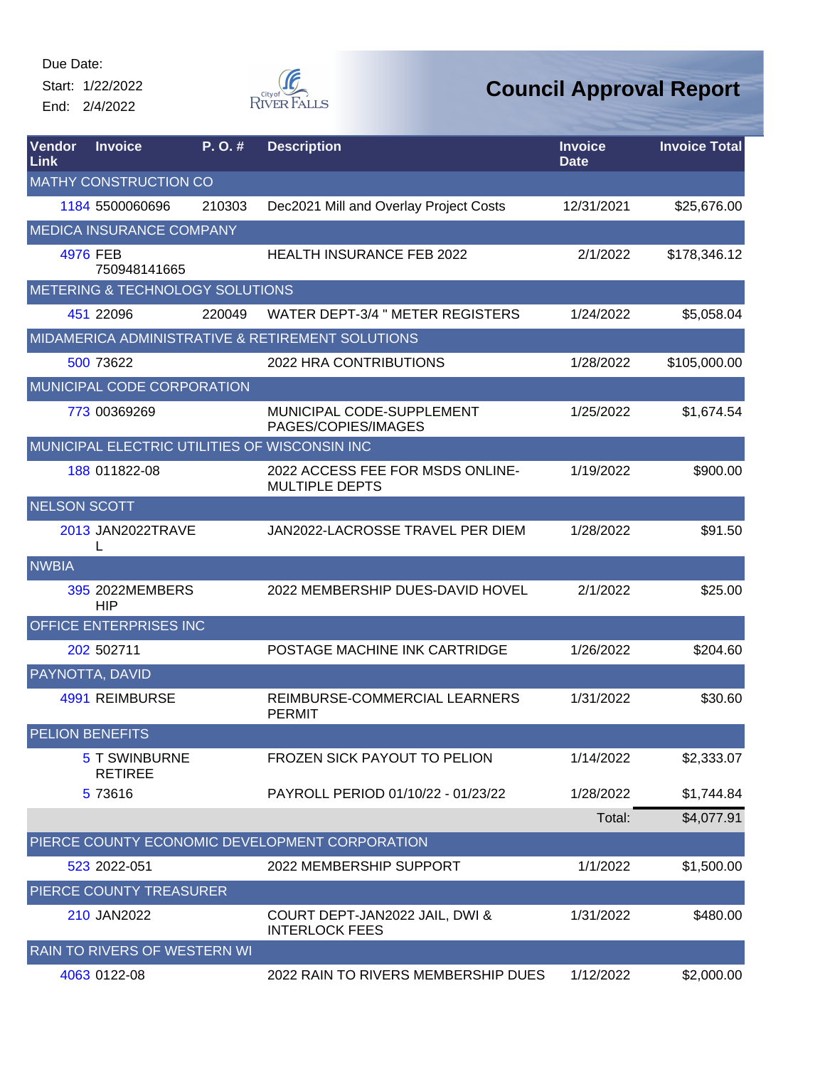Due Date:
Start: 1/22/2022
End: 2/4/2022

# Council Approval Report

| Vendor Link | Invoice | P. O. # | Description | Invoice Date | Invoice Total |
|---|---|---|---|---|---|
| MATHY CONSTRUCTION CO | | | | | |
| 1184 | 5500060696 | 210303 | Dec2021 Mill and Overlay Project Costs | 12/31/2021 | $25,676.00 |
| MEDICA INSURANCE COMPANY | | | | | |
| 4976 | FEB 750948141665 | | HEALTH INSURANCE FEB 2022 | 2/1/2022 | $178,346.12 |
| METERING & TECHNOLOGY SOLUTIONS | | | | | |
| 451 | 22096 | 220049 | WATER DEPT-3/4 " METER REGISTERS | 1/24/2022 | $5,058.04 |
| MIDAMERICA ADMINISTRATIVE & RETIREMENT SOLUTIONS | | | | | |
| 500 | 73622 | | 2022 HRA CONTRIBUTIONS | 1/28/2022 | $105,000.00 |
| MUNICIPAL CODE CORPORATION | | | | | |
| 773 | 00369269 | | MUNICIPAL CODE-SUPPLEMENT PAGES/COPIES/IMAGES | 1/25/2022 | $1,674.54 |
| MUNICIPAL ELECTRIC UTILITIES OF WISCONSIN INC | | | | | |
| 188 | 011822-08 | | 2022 ACCESS FEE FOR MSDS ONLINE-MULTIPLE DEPTS | 1/19/2022 | $900.00 |
| NELSON SCOTT | | | | | |
| 2013 | JAN2022TRAVEL | | JAN2022-LACROSSE TRAVEL PER DIEM | 1/28/2022 | $91.50 |
| NWBIA | | | | | |
| 395 | 2022MEMBERSHIP | | 2022 MEMBERSHIP DUES-DAVID HOVEL | 2/1/2022 | $25.00 |
| OFFICE ENTERPRISES INC | | | | | |
| 202 | 502711 | | POSTAGE MACHINE INK CARTRIDGE | 1/26/2022 | $204.60 |
| PAYNOTTA, DAVID | | | | | |
| 4991 | REIMBURSE | | REIMBURSE-COMMERCIAL LEARNERS PERMIT | 1/31/2022 | $30.60 |
| PELION BENEFITS | | | | | |
| 5 | T SWINBURNE RETIREE | | FROZEN SICK PAYOUT TO PELION | 1/14/2022 | $2,333.07 |
| 5 | 73616 | | PAYROLL PERIOD 01/10/22 - 01/23/22 | 1/28/2022 | $1,744.84 |
| | | | | Total: | $4,077.91 |
| PIERCE COUNTY ECONOMIC DEVELOPMENT CORPORATION | | | | | |
| 523 | 2022-051 | | 2022 MEMBERSHIP SUPPORT | 1/1/2022 | $1,500.00 |
| PIERCE COUNTY TREASURER | | | | | |
| 210 | JAN2022 | | COURT DEPT-JAN2022 JAIL, DWI & INTERLOCK FEES | 1/31/2022 | $480.00 |
| RAIN TO RIVERS OF WESTERN WI | | | | | |
| 4063 | 0122-08 | | 2022 RAIN TO RIVERS MEMBERSHIP DUES | 1/12/2022 | $2,000.00 |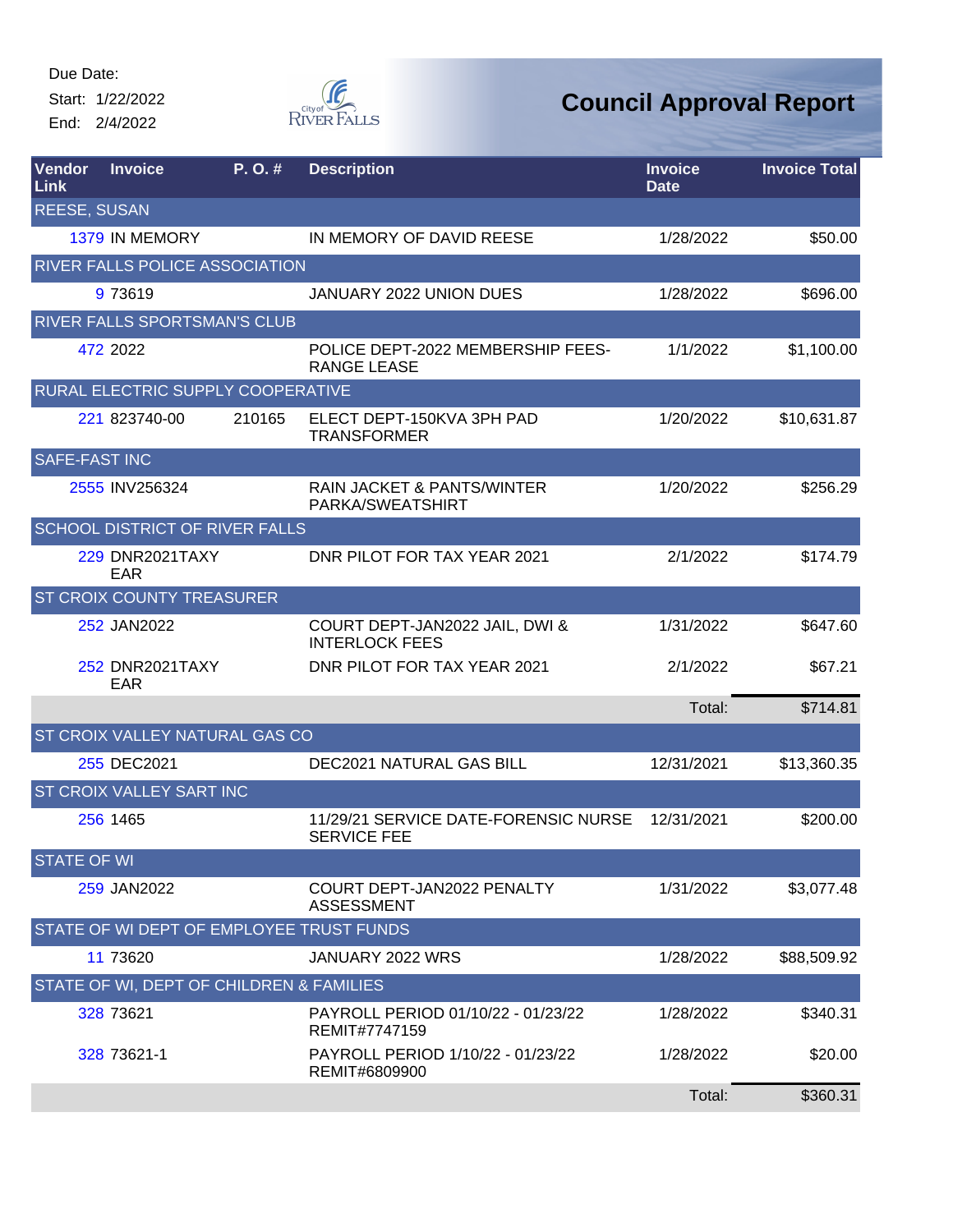Due Date:
Start: 1/22/2022
End: 2/4/2022

City of River Falls

# Council Approval Report

| Vendor Link | Invoice | P. O. # | Description | Invoice Date | Invoice Total |
|---|---|---|---|---|---|
| REESE, SUSAN | | | | | |
| 1379 | IN MEMORY | | IN MEMORY OF DAVID REESE | 1/28/2022 | $50.00 |
| RIVER FALLS POLICE ASSOCIATION | | | | | |
| 9 | 73619 | | JANUARY 2022 UNION DUES | 1/28/2022 | $696.00 |
| RIVER FALLS SPORTSMAN'S CLUB | | | | | |
| 472 | 2022 | | POLICE DEPT-2022 MEMBERSHIP FEES-RANGE LEASE | 1/1/2022 | $1,100.00 |
| RURAL ELECTRIC SUPPLY COOPERATIVE | | | | | |
| 221 | 823740-00 | 210165 | ELECT DEPT-150KVA 3PH PAD TRANSFORMER | 1/20/2022 | $10,631.87 |
| SAFE-FAST INC | | | | | |
| 2555 | INV256324 | | RAIN JACKET & PANTS/WINTER PARKA/SWEATSHIRT | 1/20/2022 | $256.29 |
| SCHOOL DISTRICT OF RIVER FALLS | | | | | |
| 229 | DNR2021TAXYEAR | | DNR PILOT FOR TAX YEAR 2021 | 2/1/2022 | $174.79 |
| ST CROIX COUNTY TREASURER | | | | | |
| 252 | JAN2022 | | COURT DEPT-JAN2022 JAIL, DWI & INTERLOCK FEES | 1/31/2022 | $647.60 |
| 252 | DNR2021TAXYEAR | | DNR PILOT FOR TAX YEAR 2021 | 2/1/2022 | $67.21 |
| | | | | Total: | $714.81 |
| ST CROIX VALLEY NATURAL GAS CO | | | | | |
| 255 | DEC2021 | | DEC2021 NATURAL GAS BILL | 12/31/2021 | $13,360.35 |
| ST CROIX VALLEY SART INC | | | | | |
| 256 | 1465 | | 11/29/21 SERVICE DATE-FORENSIC NURSE SERVICE FEE | 12/31/2021 | $200.00 |
| STATE OF WI | | | | | |
| 259 | JAN2022 | | COURT DEPT-JAN2022 PENALTY ASSESSMENT | 1/31/2022 | $3,077.48 |
| STATE OF WI DEPT OF EMPLOYEE TRUST FUNDS | | | | | |
| 11 | 73620 | | JANUARY 2022 WRS | 1/28/2022 | $88,509.92 |
| STATE OF WI, DEPT OF CHILDREN & FAMILIES | | | | | |
| 328 | 73621 | | PAYROLL PERIOD 01/10/22 - 01/23/22 REMIT#7747159 | 1/28/2022 | $340.31 |
| 328 | 73621-1 | | PAYROLL PERIOD 1/10/22 - 01/23/22 REMIT#6809900 | 1/28/2022 | $20.00 |
| | | | | Total: | $360.31 |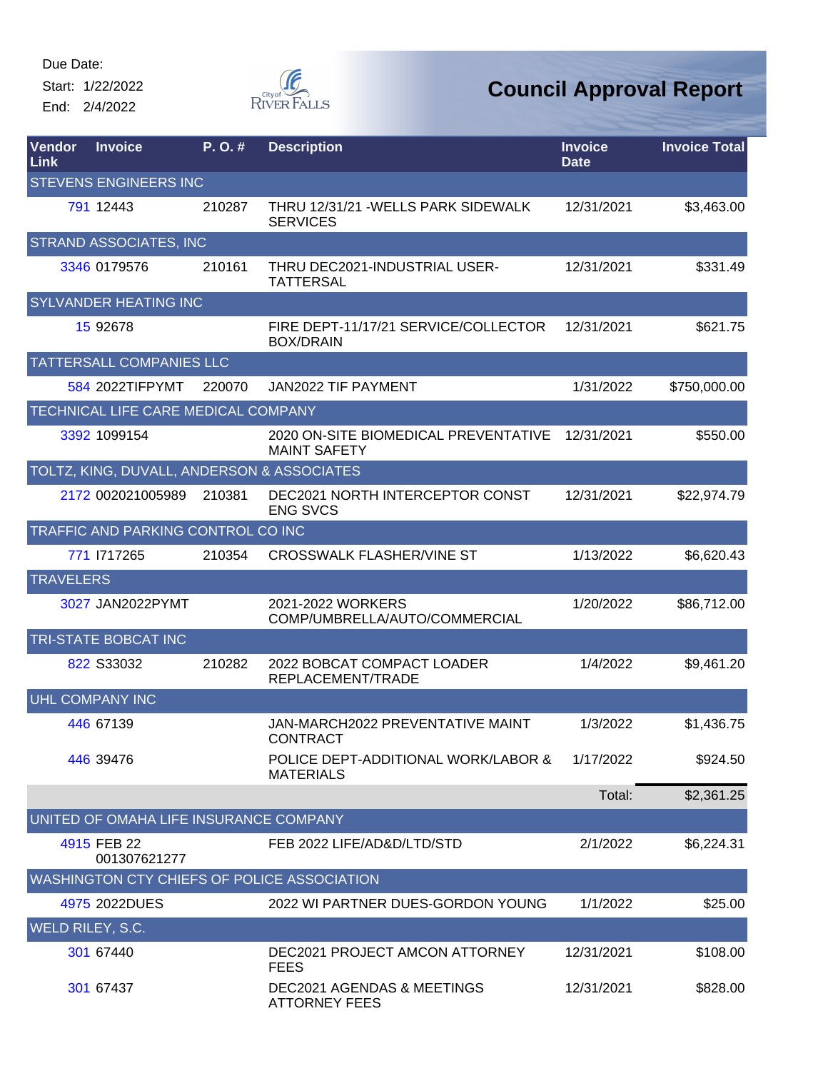Due Date:

Start: 1/22/2022

End: 2/4/2022

# Council Approval Report

| Vendor Link | Invoice | P. O. # | Description | Invoice Date | Invoice Total |
|---|---|---|---|---|---|
| STEVENS ENGINEERS INC | | | | | |
| 791 | 12443 | 210287 | THRU 12/31/21 -WELLS PARK SIDEWALK SERVICES | 12/31/2021 | $3,463.00 |
| STRAND ASSOCIATES, INC | | | | | |
| 3346 | 0179576 | 210161 | THRU DEC2021-INDUSTRIAL USER-TATTERSAL | 12/31/2021 | $331.49 |
| SYLVANDER HEATING INC | | | | | |
| 15 | 92678 | | FIRE DEPT-11/17/21 SERVICE/COLLECTOR BOX/DRAIN | 12/31/2021 | $621.75 |
| TATTERSALL COMPANIES LLC | | | | | |
| 584 | 2022TIFPYMT | 220070 | JAN2022 TIF PAYMENT | 1/31/2022 | $750,000.00 |
| TECHNICAL LIFE CARE MEDICAL COMPANY | | | | | |
| 3392 | 1099154 | | 2020 ON-SITE BIOMEDICAL PREVENTATIVE MAINT SAFETY | 12/31/2021 | $550.00 |
| TOLTZ, KING, DUVALL, ANDERSON & ASSOCIATES | | | | | |
| 2172 | 002021005989 | 210381 | DEC2021 NORTH INTERCEPTOR CONST ENG SVCS | 12/31/2021 | $22,974.79 |
| TRAFFIC AND PARKING CONTROL CO INC | | | | | |
| 771 | I717265 | 210354 | CROSSWALK FLASHER/VINE ST | 1/13/2022 | $6,620.43 |
| TRAVELERS | | | | | |
| 3027 | JAN2022PYMT | | 2021-2022 WORKERS COMP/UMBRELLA/AUTO/COMMERCIAL | 1/20/2022 | $86,712.00 |
| TRI-STATE BOBCAT INC | | | | | |
| 822 | S33032 | 210282 | 2022 BOBCAT COMPACT LOADER REPLACEMENT/TRADE | 1/4/2022 | $9,461.20 |
| UHL COMPANY INC | | | | | |
| 446 | 67139 | | JAN-MARCH2022 PREVENTATIVE MAINT CONTRACT | 1/3/2022 | $1,436.75 |
| 446 | 39476 | | POLICE DEPT-ADDITIONAL WORK/LABOR & MATERIALS | 1/17/2022 | $924.50 |
| | | | | Total: | $2,361.25 |
| UNITED OF OMAHA LIFE INSURANCE COMPANY | | | | | |
| 4915 | FEB 22 001307621277 | | FEB 2022 LIFE/AD&D/LTD/STD | 2/1/2022 | $6,224.31 |
| WASHINGTON CTY CHIEFS OF POLICE ASSOCIATION | | | | | |
| 4975 | 2022DUES | | 2022 WI PARTNER DUES-GORDON YOUNG | 1/1/2022 | $25.00 |
| WELD RILEY, S.C. | | | | | |
| 301 | 67440 | | DEC2021 PROJECT AMCON ATTORNEY FEES | 12/31/2021 | $108.00 |
| 301 | 67437 | | DEC2021 AGENDAS & MEETINGS ATTORNEY FEES | 12/31/2021 | $828.00 |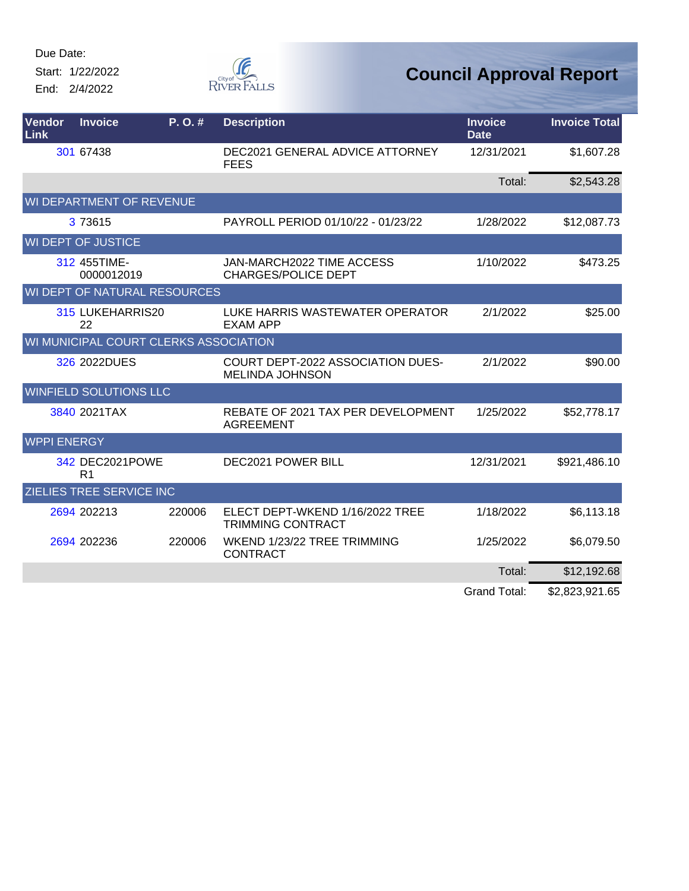Due Date:
Start: 1/22/2022
End: 2/4/2022

City of River Falls

# Council Approval Report

| Vendor Link | Invoice | P. O. # | Description | Invoice Date | Invoice Total |
|---|---|---|---|---|---|
| 301 | 67438 | | DEC2021 GENERAL ADVICE ATTORNEY FEES | 12/31/2021 | $1,607.28 |
| | | | | Total: | $2,543.28 |
| WI DEPARTMENT OF REVENUE | | | | | |
| 3 | 73615 | | PAYROLL PERIOD 01/10/22 - 01/23/22 | 1/28/2022 | $12,087.73 |
| WI DEPT OF JUSTICE | | | | | |
| 312 | 455TIME-0000012019 | | JAN-MARCH2022 TIME ACCESS CHARGES/POLICE DEPT | 1/10/2022 | $473.25 |
| WI DEPT OF NATURAL RESOURCES | | | | | |
| 315 | LUKEHARRIS2022 | | LUKE HARRIS WASTEWATER OPERATOR EXAM APP | 2/1/2022 | $25.00 |
| WI MUNICIPAL COURT CLERKS ASSOCIATION | | | | | |
| 326 | 2022DUES | | COURT DEPT-2022 ASSOCIATION DUES-MELINDA JOHNSON | 2/1/2022 | $90.00 |
| WINFIELD SOLUTIONS LLC | | | | | |
| 3840 | 2021TAX | | REBATE OF 2021 TAX PER DEVELOPMENT AGREEMENT | 1/25/2022 | $52,778.17 |
| WPPI ENERGY | | | | | |
| 342 | DEC2021POWER1 | | DEC2021 POWER BILL | 12/31/2021 | $921,486.10 |
| ZIELIES TREE SERVICE INC | | | | | |
| 2694 | 202213 | 220006 | ELECT DEPT-WKEND 1/16/2022 TREE TRIMMING CONTRACT | 1/18/2022 | $6,113.18 |
| 2694 | 202236 | 220006 | WKEND 1/23/22 TREE TRIMMING CONTRACT | 1/25/2022 | $6,079.50 |
| | | | | Total: | $12,192.68 |
| | | | | Grand Total: | $2,823,921.65 |